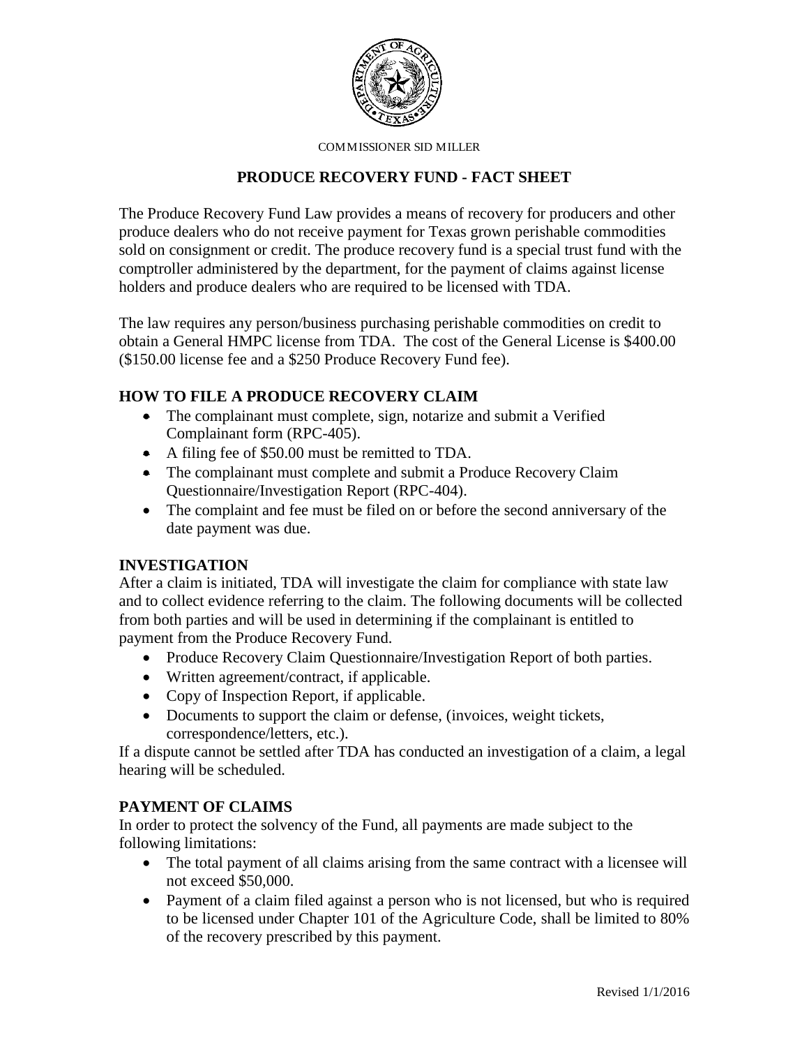COMMISSIONER SID MILLER

# PRODUCE RECOVERY FUND - FACT SHEET

The Produce Recovery Fund Law provides a means of recovery for producers and other produce dealers who do not receive payment for Texas grown perishable commodities sold on consignment or credit. The produce recovery fund is a special trust fund with the comptroller administered by the department, for the payment of claims against license holders and produce dealers who are required to be licensed with TDA.

The law requires any person/business purchasing perishable commodities on credit to obtain a General HMPC license from TDA. The cost of the General License is $400.00 ($150.00 license fee and a $250 Produce Recovery Fund fee).

## HOW TO FILE A PRODUCE RECOVERY CLAIM

- The complainant must complete, sign, notarize and submit a Verified Complainant form (RPC-405).
- A filing fee of $50.00 must be remitted to TDA.
- The complainant must complete and submit a Produce Recovery Claim Questionnaire/Investigation Report (RPC-404).
- The complaint and fee must be filed on or before the second anniversary of the date payment was due.

## INVESTIGATION

After a claim is initiated, TDA will investigate the claim for compliance with state law and to collect evidence referring to the claim. The following documents will be collected from both parties and will be used in determining if the complainant is entitled to payment from the Produce Recovery Fund.

- Produce Recovery Claim Questionnaire/Investigation Report of both parties.
- Written agreement/contract, if applicable.
- Copy of Inspection Report, if applicable.
- Documents to support the claim or defense, (invoices, weight tickets, correspondence/letters, etc.).

If a dispute cannot be settled after TDA has conducted an investigation of a claim, a legal hearing will be scheduled.

## PAYMENT OF CLAIMS

In order to protect the solvency of the Fund, all payments are made subject to the following limitations:

- The total payment of all claims arising from the same contract with a licensee will not exceed $50,000.
- Payment of a claim filed against a person who is not licensed, but who is required to be licensed under Chapter 101 of the Agriculture Code, shall be limited to 80% of the recovery prescribed by this payment.

Revised 1/1/2016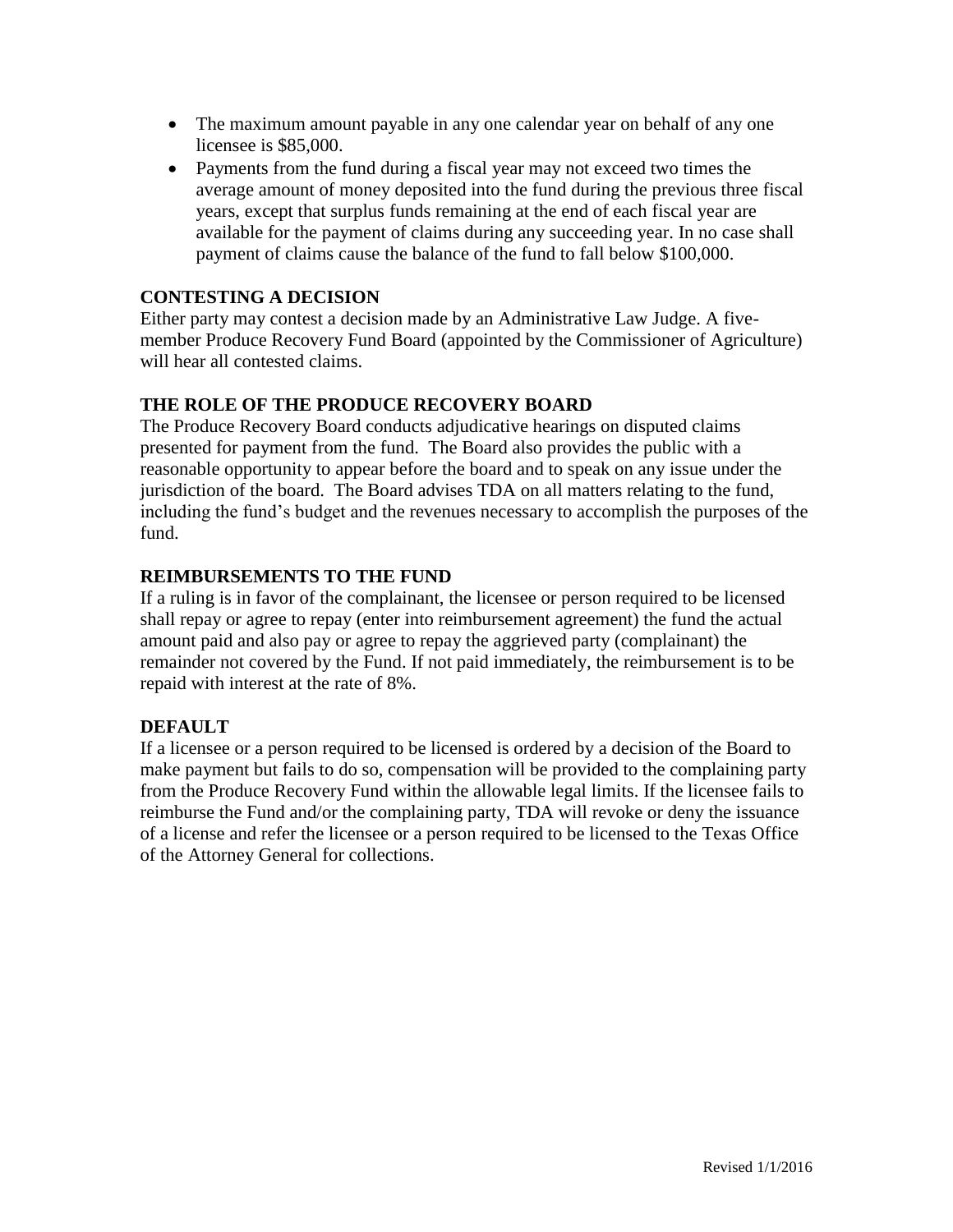- The maximum amount payable in any one calendar year on behalf of any one licensee is $85,000.
- Payments from the fund during a fiscal year may not exceed two times the average amount of money deposited into the fund during the previous three fiscal years, except that surplus funds remaining at the end of each fiscal year are available for the payment of claims during any succeeding year. In no case shall payment of claims cause the balance of the fund to fall below $100,000.

**CONTESTING A DECISION**

Either party may contest a decision made by an Administrative Law Judge. A five-member Produce Recovery Fund Board (appointed by the Commissioner of Agriculture) will hear all contested claims.

**THE ROLE OF THE PRODUCE RECOVERY BOARD**

The Produce Recovery Board conducts adjudicative hearings on disputed claims presented for payment from the fund. The Board also provides the public with a reasonable opportunity to appear before the board and to speak on any issue under the jurisdiction of the board. The Board advises TDA on all matters relating to the fund, including the fund's budget and the revenues necessary to accomplish the purposes of the fund.

**REIMBURSEMENTS TO THE FUND**

If a ruling is in favor of the complainant, the licensee or person required to be licensed shall repay or agree to repay (enter into reimbursement agreement) the fund the actual amount paid and also pay or agree to repay the aggrieved party (complainant) the remainder not covered by the Fund. If not paid immediately, the reimbursement is to be repaid with interest at the rate of 8%.

**DEFAULT**

If a licensee or a person required to be licensed is ordered by a decision of the Board to make payment but fails to do so, compensation will be provided to the complaining party from the Produce Recovery Fund within the allowable legal limits. If the licensee fails to reimburse the Fund and/or the complaining party, TDA will revoke or deny the issuance of a license and refer the licensee or a person required to be licensed to the Texas Office of the Attorney General for collections.

Revised 1/1/2016